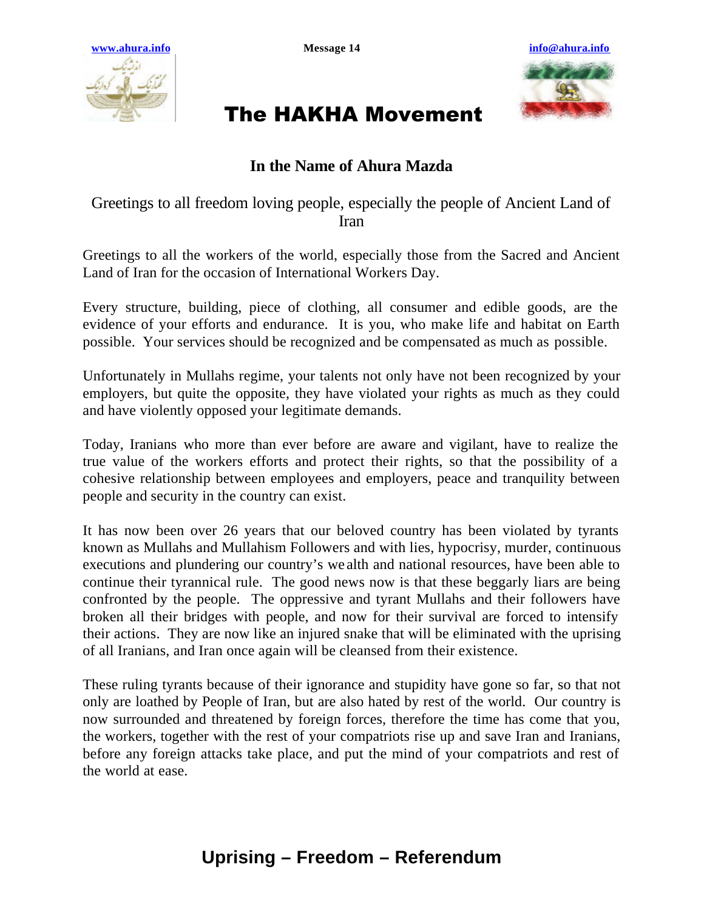www.ahura.info Message 14 info@ahura.info

# The HAKHA Movement

## In the Name of Ahura Mazda

Greetings to all freedom loving people, especially the people of Ancient Land of Iran

Greetings to all the workers of the world, especially those from the Sacred and Ancient Land of Iran for the occasion of International Workers Day.

Every structure, building, piece of clothing, all consumer and edible goods, are the evidence of your efforts and endurance. It is you, who make life and habitat on Earth possible. Your services should be recognized and be compensated as much as possible.

Unfortunately in Mullahs regime, your talents not only have not been recognized by your employers, but quite the opposite, they have violated your rights as much as they could and have violently opposed your legitimate demands.

Today, Iranians who more than ever before are aware and vigilant, have to realize the true value of the workers efforts and protect their rights, so that the possibility of a cohesive relationship between employees and employers, peace and tranquility between people and security in the country can exist.

It has now been over 26 years that our beloved country has been violated by tyrants known as Mullahs and Mullahism Followers and with lies, hypocrisy, murder, continuous executions and plundering our country's wealth and national resources, have been able to continue their tyrannical rule. The good news now is that these beggarly liars are being confronted by the people. The oppressive and tyrant Mullahs and their followers have broken all their bridges with people, and now for their survival are forced to intensify their actions. They are now like an injured snake that will be eliminated with the uprising of all Iranians, and Iran once again will be cleansed from their existence.

These ruling tyrants because of their ignorance and stupidity have gone so far, so that not only are loathed by People of Iran, but are also hated by rest of the world. Our country is now surrounded and threatened by foreign forces, therefore the time has come that you, the workers, together with the rest of your compatriots rise up and save Iran and Iranians, before any foreign attacks take place, and put the mind of your compatriots and rest of the world at ease.

**Uprising – Freedom – Referendum**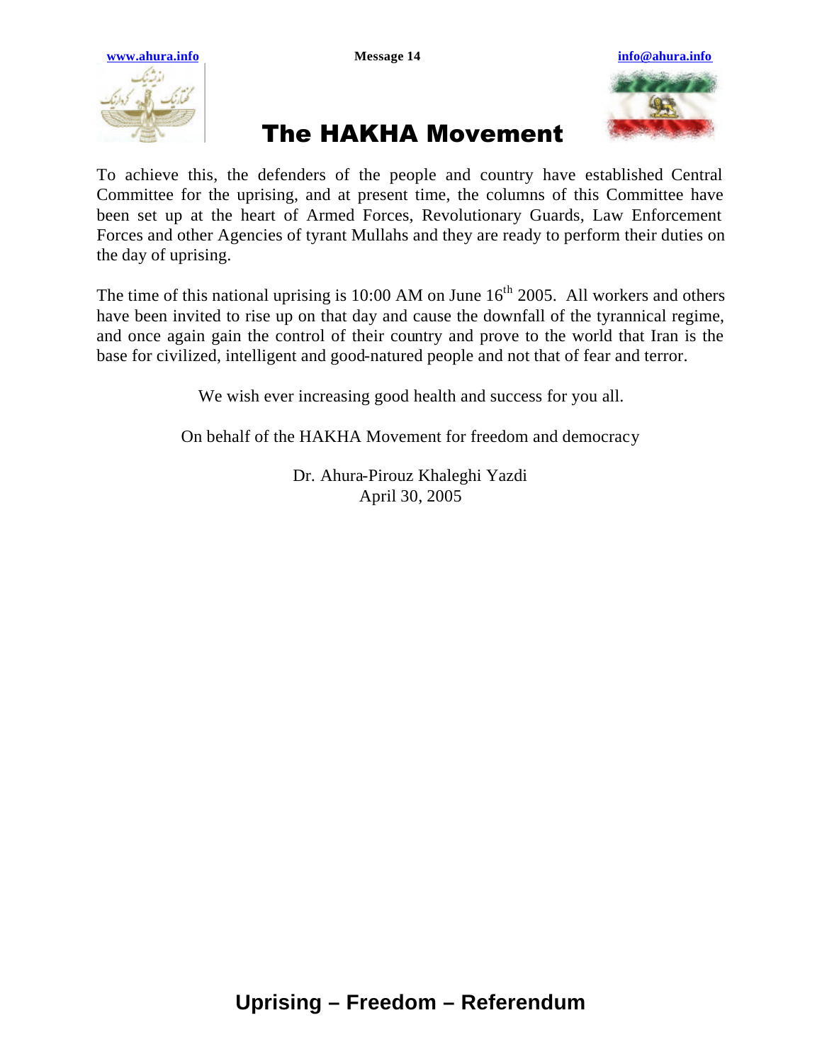# The HAKHA Movement

To achieve this, the defenders of the people and country have established Central Committee for the uprising, and at present time, the columns of this Committee have been set up at the heart of Armed Forces, Revolutionary Guards, Law Enforcement Forces and other Agencies of tyrant Mullahs and they are ready to perform their duties on the day of uprising.

The time of this national uprising is 10:00 AM on June 16th 2005. All workers and others have been invited to rise up on that day and cause the downfall of the tyrannical regime, and once again gain the control of their country and prove to the world that Iran is the base for civilized, intelligent and good-natured people and not that of fear and terror.

We wish ever increasing good health and success for you all.

On behalf of the HAKHA Movement for freedom and democracy

Dr. Ahura-Pirouz Khaleghi Yazdi
April 30, 2005

**Uprising – Freedom – Referendum**